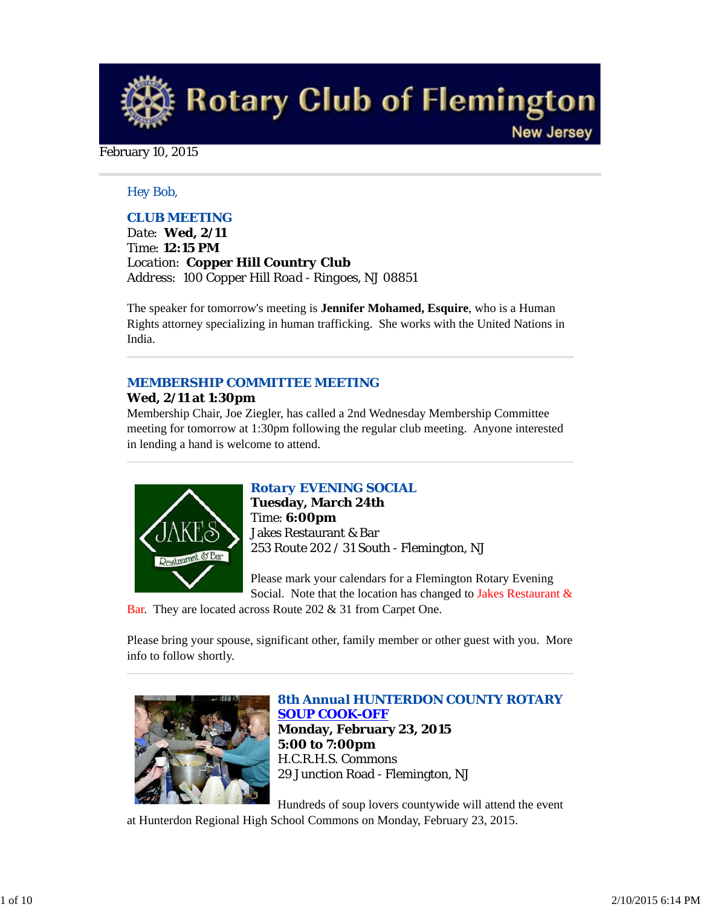# Rotary Club of Flemington

New Jersey

February 10, 2015

Hey Bob,

## CLUB MEETING

Date: **Wed, 2/11**
Time: **12:15 PM**
Location: **Copper Hill Country Club**
Address: 100 Copper Hill Road - Ringoes, NJ 08851

The speaker for tomorrow's meeting is **Jennifer Mohamed, Esquire**, who is a Human Rights attorney specializing in human trafficking. She works with the United Nations in India.

## MEMBERSHIP COMMITTEE MEETING

**Wed, 2/11 at 1:30pm**
Membership Chair, Joe Ziegler, has called a 2nd Wednesday Membership Committee meeting for tomorrow at 1:30pm following the regular club meeting. Anyone interested in lending a hand is welcome to attend.

## Rotary EVENING SOCIAL

**Tuesday, March 24th**
Time: **6:00pm**
Jakes Restaurant & Bar
253 Route 202 / 31 South - Flemington, NJ

Please mark your calendars for a Flemington Rotary Evening Social. Note that the location has changed to Jakes Restaurant & Bar. They are located across Route 202 & 31 from Carpet One.

Please bring your spouse, significant other, family member or other guest with you. More info to follow shortly.

## 8th Annual HUNTERDON COUNTY ROTARY SOUP COOK-OFF

**Monday, February 23, 2015**
**5:00 to 7:00pm**
H.C.R.H.S. Commons
29 Junction Road - Flemington, NJ

Hundreds of soup lovers countywide will attend the event at Hunterdon Regional High School Commons on Monday, February 23, 2015.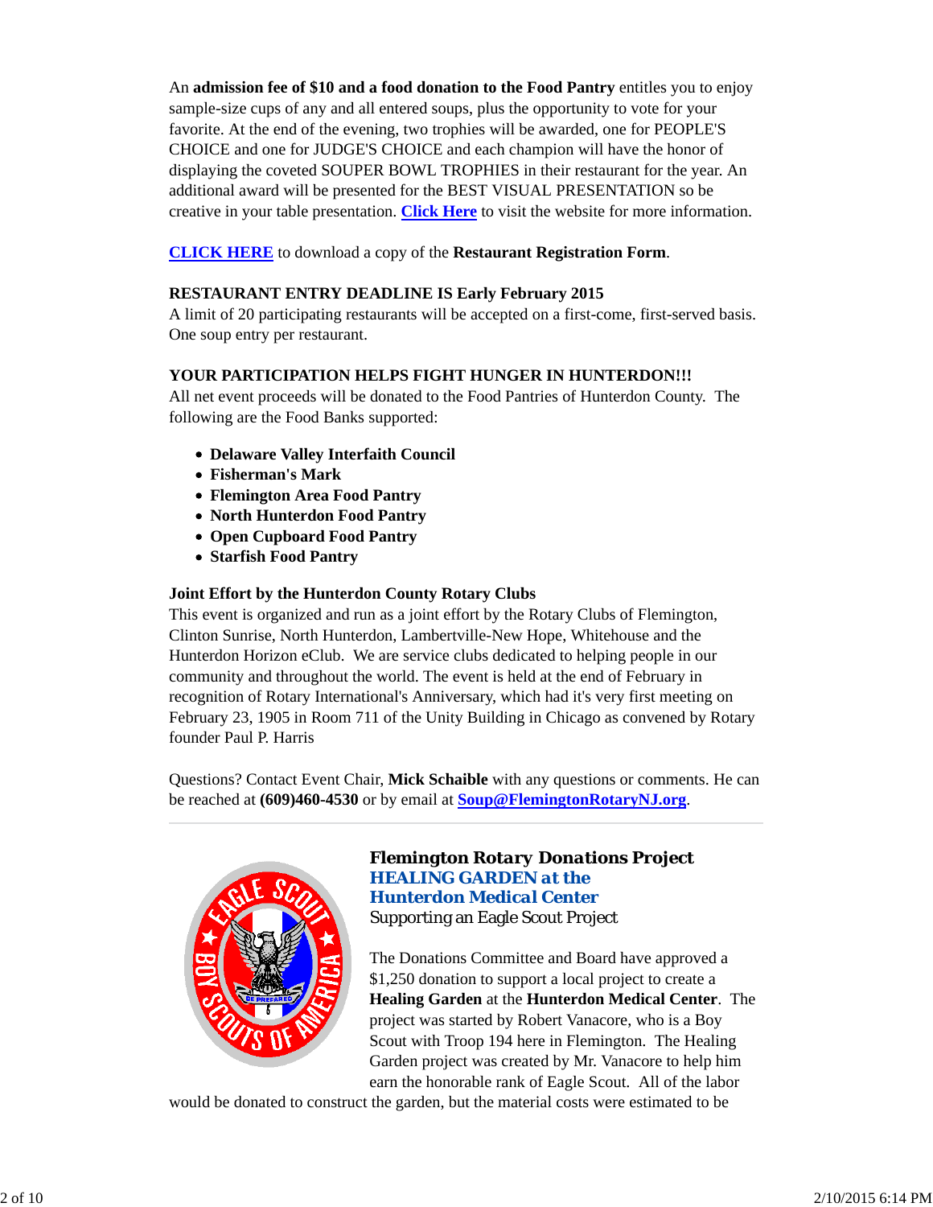An **admission fee of $10 and a food donation to the Food Pantry** entitles you to enjoy sample-size cups of any and all entered soups, plus the opportunity to vote for your favorite. At the end of the evening, two trophies will be awarded, one for PEOPLE'S CHOICE and one for JUDGE'S CHOICE and each champion will have the honor of displaying the coveted SOUPER BOWL TROPHIES in their restaurant for the year. An additional award will be presented for the BEST VISUAL PRESENTATION so be creative in your table presentation. **Click Here** to visit the website for more information.

**CLICK HERE** to download a copy of the **Restaurant Registration Form**.

**RESTAURANT ENTRY DEADLINE IS Early February 2015**
A limit of 20 participating restaurants will be accepted on a first-come, first-served basis. One soup entry per restaurant.

**YOUR PARTICIPATION HELPS FIGHT HUNGER IN HUNTERDON!!!**
All net event proceeds will be donated to the Food Pantries of Hunterdon County. The following are the Food Banks supported:

- **Delaware Valley Interfaith Council**
- **Fisherman's Mark**
- **Flemington Area Food Pantry**
- **North Hunterdon Food Pantry**
- **Open Cupboard Food Pantry**
- **Starfish Food Pantry**

**Joint Effort by the Hunterdon County Rotary Clubs**
This event is organized and run as a joint effort by the Rotary Clubs of Flemington, Clinton Sunrise, North Hunterdon, Lambertville-New Hope, Whitehouse and the Hunterdon Horizon eClub. We are service clubs dedicated to helping people in our community and throughout the world. The event is held at the end of February in recognition of Rotary International's Anniversary, which had it's very first meeting on February 23, 1905 in Room 711 of the Unity Building in Chicago as convened by Rotary founder Paul P. Harris

Questions? Contact Event Chair, **Mick Schaible** with any questions or comments. He can be reached at **(609)460-4530** or by email at **Soup@FlemingtonRotaryNJ.org**.

---

## Flemington Rotary Donations Project
### HEALING GARDEN at the Hunterdon Medical Center
Supporting an Eagle Scout Project

The Donations Committee and Board have approved a $1,250 donation to support a local project to create a **Healing Garden** at the **Hunterdon Medical Center**. The project was started by Robert Vanacore, who is a Boy Scout with Troop 194 here in Flemington. The Healing Garden project was created by Mr. Vanacore to help him earn the honorable rank of Eagle Scout. All of the labor would be donated to construct the garden, but the material costs were estimated to be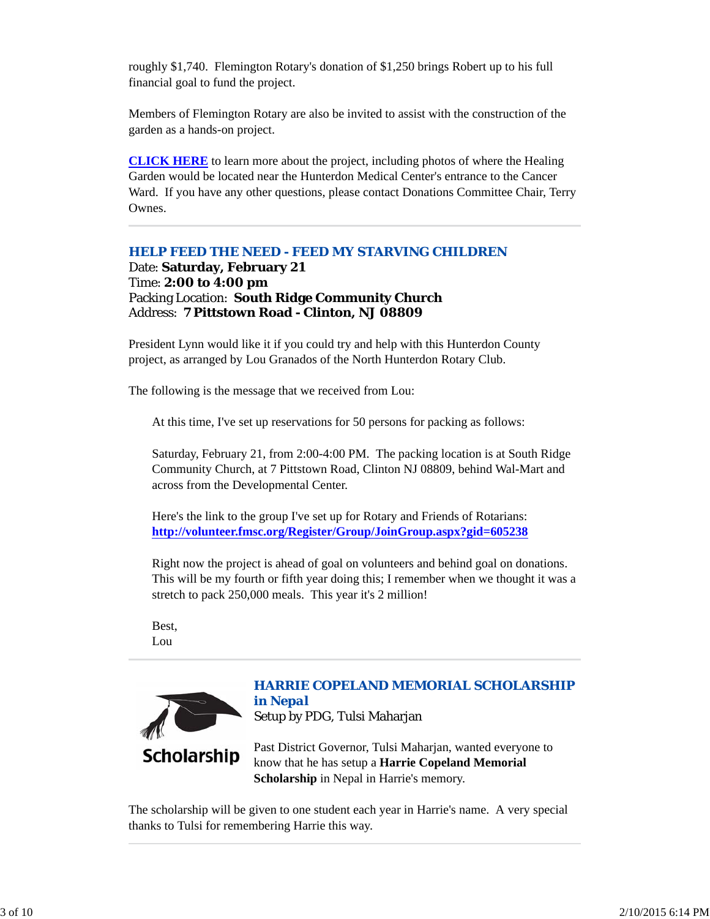roughly $1,740.  Flemington Rotary's donation of $1,250 brings Robert up to his full financial goal to fund the project.

Members of Flemington Rotary are also be invited to assist with the construction of the garden as a hands-on project.

**CLICK HERE** to learn more about the project, including photos of where the Healing Garden would be located near the Hunterdon Medical Center's entrance to the Cancer Ward.  If you have any other questions, please contact Donations Committee Chair, Terry Ownes.

---

### HELP FEED THE NEED - FEED MY STARVING CHILDREN

Date: **Saturday, February 21**
Time: **2:00 to 4:00 pm**
Packing Location:  **South Ridge Community Church**
Address:  **7 Pittstown Road - Clinton, NJ 08809**

President Lynn would like it if you could try and help with this Hunterdon County project, as arranged by Lou Granados of the North Hunterdon Rotary Club.

The following is the message that we received from Lou:

> At this time, I've set up reservations for 50 persons for packing as follows:
>
> Saturday, February 21, from 2:00-4:00 PM.  The packing location is at South Ridge Community Church, at 7 Pittstown Road, Clinton NJ 08809, behind Wal-Mart and across from the Developmental Center.
>
> Here's the link to the group I've set up for Rotary and Friends of Rotarians:
> **http://volunteer.fmsc.org/Register/Group/JoinGroup.aspx?gid=605238**
>
> Right now the project is ahead of goal on volunteers and behind goal on donations. This will be my fourth or fifth year doing this; I remember when we thought it was a stretch to pack 250,000 meals.  This year it's 2 million!
>
> Best,
> Lou

---

### HARRIE COPELAND MEMORIAL SCHOLARSHIP in Nepal

Setup by PDG, Tulsi Maharjan

Past District Governor, Tulsi Maharjan, wanted everyone to know that he has setup a **Harrie Copeland Memorial Scholarship** in Nepal in Harrie's memory.

The scholarship will be given to one student each year in Harrie's name.  A very special thanks to Tulsi for remembering Harrie this way.

---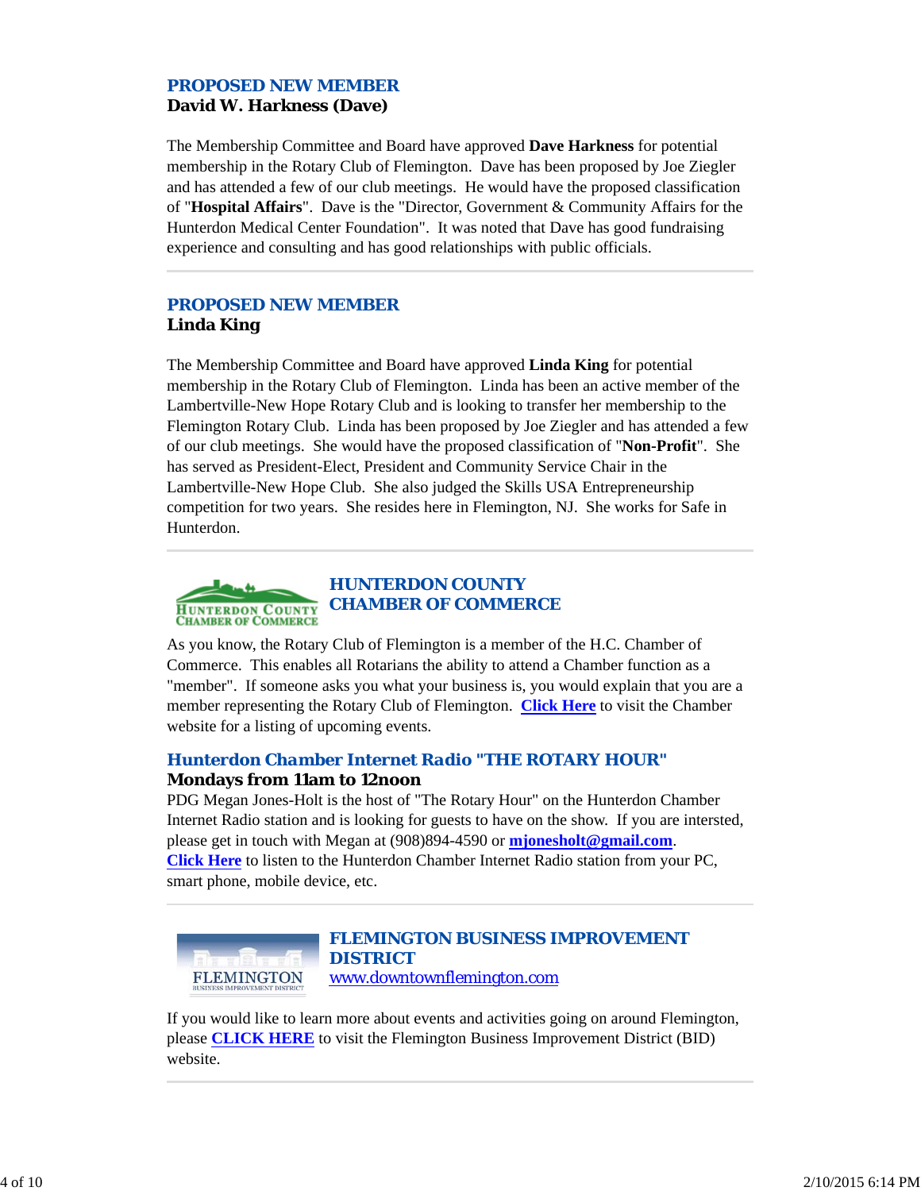## PROPOSED NEW MEMBER

**David W. Harkness (Dave)**

The Membership Committee and Board have approved **Dave Harkness** for potential membership in the Rotary Club of Flemington. Dave has been proposed by Joe Ziegler and has attended a few of our club meetings. He would have the proposed classification of "**Hospital Affairs**". Dave is the "Director, Government & Community Affairs for the Hunterdon Medical Center Foundation". It was noted that Dave has good fundraising experience and consulting and has good relationships with public officials.

---

## PROPOSED NEW MEMBER

**Linda King**

The Membership Committee and Board have approved **Linda King** for potential membership in the Rotary Club of Flemington. Linda has been an active member of the Lambertville-New Hope Rotary Club and is looking to transfer her membership to the Flemington Rotary Club. Linda has been proposed by Joe Ziegler and has attended a few of our club meetings. She would have the proposed classification of "**Non-Profit**". She has served as President-Elect, President and Community Service Chair in the Lambertville-New Hope Club. She also judged the Skills USA Entrepreneurship competition for two years. She resides here in Flemington, NJ. She works for Safe in Hunterdon.

---

## HUNTERDON COUNTY CHAMBER OF COMMERCE

As you know, the Rotary Club of Flemington is a member of the H.C. Chamber of Commerce. This enables all Rotarians the ability to attend a Chamber function as a "member". If someone asks you what your business is, you would explain that you are a member representing the Rotary Club of Flemington. **Click Here** to visit the Chamber website for a listing of upcoming events.

### Hunterdon Chamber Internet Radio "THE ROTARY HOUR"

**Mondays from 11am to 12noon**

PDG Megan Jones-Holt is the host of "The Rotary Hour" on the Hunterdon Chamber Internet Radio station and is looking for guests to have on the show. If you are intersted, please get in touch with Megan at (908)894-4590 or **mjonesholt@gmail.com**.
**Click Here** to listen to the Hunterdon Chamber Internet Radio station from your PC, smart phone, mobile device, etc.

---

## FLEMINGTON BUSINESS IMPROVEMENT DISTRICT

www.downtownflemington.com

If you would like to learn more about events and activities going on around Flemington, please **CLICK HERE** to visit the Flemington Business Improvement District (BID) website.

---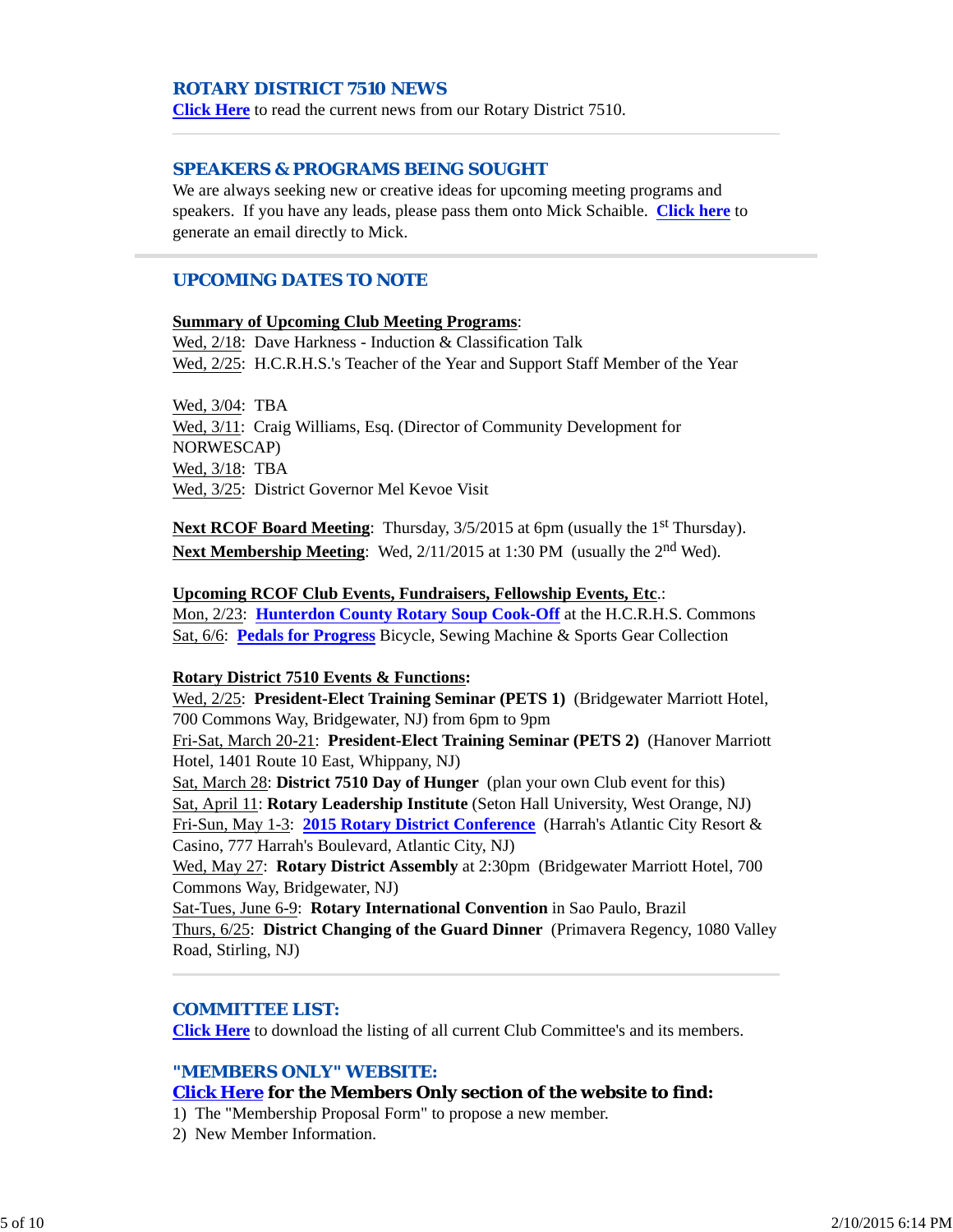## ROTARY DISTRICT 7510 NEWS

**Click Here** to read the current news from our Rotary District 7510.

## SPEAKERS & PROGRAMS BEING SOUGHT

We are always seeking new or creative ideas for upcoming meeting programs and speakers. If you have any leads, please pass them onto Mick Schaible. **Click here** to generate an email directly to Mick.

## UPCOMING DATES TO NOTE

**Summary of Upcoming Club Meeting Programs**:

Wed, 2/18: Dave Harkness - Induction & Classification Talk
Wed, 2/25: H.C.R.H.S.'s Teacher of the Year and Support Staff Member of the Year

Wed, 3/04: TBA
Wed, 3/11: Craig Williams, Esq. (Director of Community Development for NORWESCAP)
Wed, 3/18: TBA
Wed, 3/25: District Governor Mel Kevoe Visit

**Next RCOF Board Meeting**: Thursday, 3/5/2015 at 6pm (usually the 1st Thursday).
**Next Membership Meeting**: Wed, 2/11/2015 at 1:30 PM (usually the 2nd Wed).

**Upcoming RCOF Club Events, Fundraisers, Fellowship Events, Etc**.:

Mon, 2/23: **Hunterdon County Rotary Soup Cook-Off** at the H.C.R.H.S. Commons
Sat, 6/6: **Pedals for Progress** Bicycle, Sewing Machine & Sports Gear Collection

**Rotary District 7510 Events & Functions:**

Wed, 2/25: **President-Elect Training Seminar (PETS 1)** (Bridgewater Marriott Hotel, 700 Commons Way, Bridgewater, NJ) from 6pm to 9pm
Fri-Sat, March 20-21: **President-Elect Training Seminar (PETS 2)** (Hanover Marriott Hotel, 1401 Route 10 East, Whippany, NJ)
Sat, March 28: **District 7510 Day of Hunger** (plan your own Club event for this)
Sat, April 11: **Rotary Leadership Institute** (Seton Hall University, West Orange, NJ)
Fri-Sun, May 1-3: **2015 Rotary District Conference** (Harrah's Atlantic City Resort & Casino, 777 Harrah's Boulevard, Atlantic City, NJ)
Wed, May 27: **Rotary District Assembly** at 2:30pm (Bridgewater Marriott Hotel, 700 Commons Way, Bridgewater, NJ)
Sat-Tues, June 6-9: **Rotary International Convention** in Sao Paulo, Brazil
Thurs, 6/25: **District Changing of the Guard Dinner** (Primavera Regency, 1080 Valley Road, Stirling, NJ)

## COMMITTEE LIST:

**Click Here** to download the listing of all current Club Committee's and its members.

## "MEMBERS ONLY" WEBSITE:

**Click Here for the Members Only section of the website to find:**

1) The "Membership Proposal Form" to propose a new member.
2) New Member Information.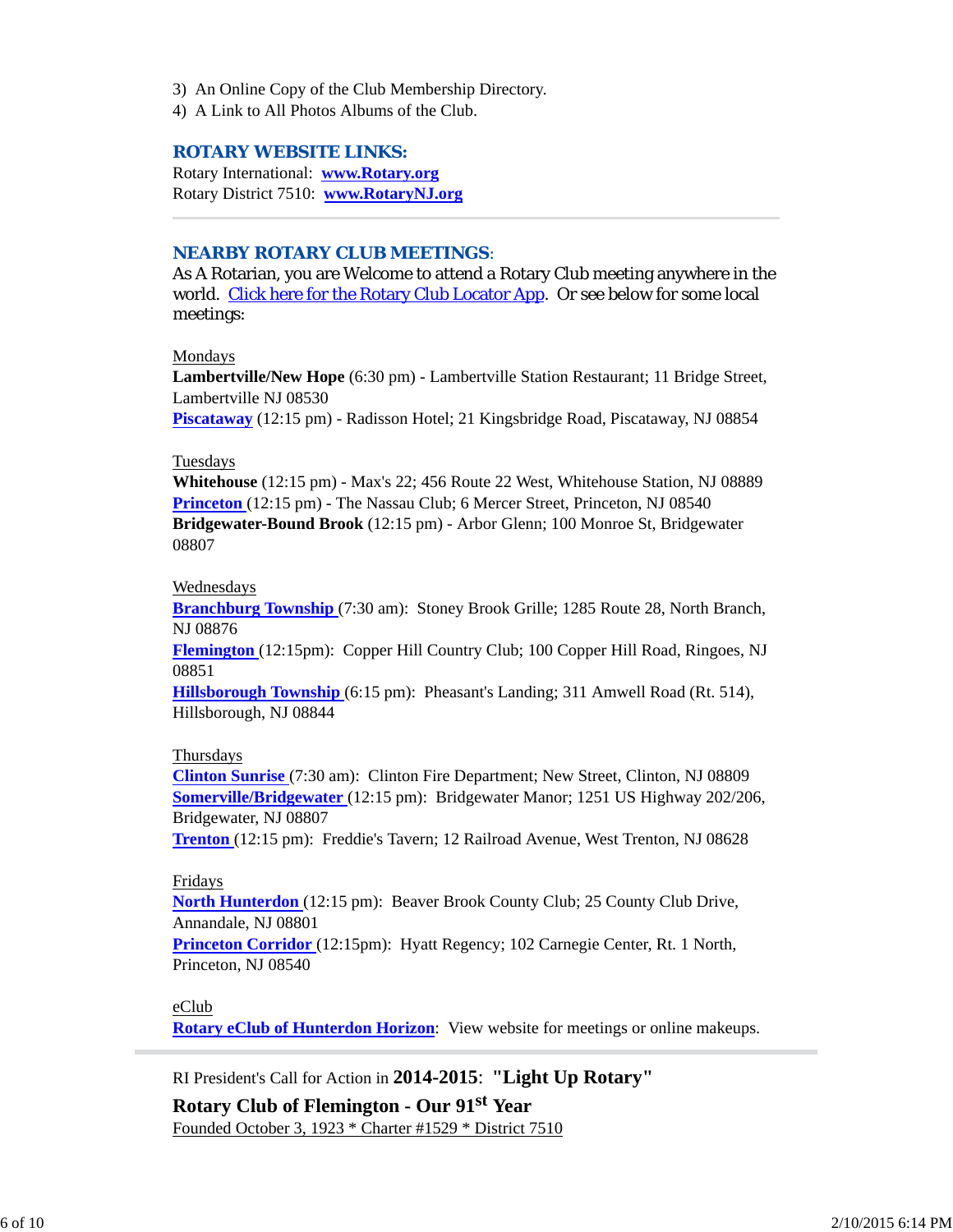3) An Online Copy of the Club Membership Directory.
4) A Link to All Photos Albums of the Club.

## ROTARY WEBSITE LINKS:

Rotary International: **www.Rotary.org**
Rotary District 7510: **www.RotaryNJ.org**

---

## NEARBY ROTARY CLUB MEETINGS:

As A Rotarian, you are Welcome to attend a Rotary Club meeting anywhere in the world. Click here for the Rotary Club Locator App. Or see below for some local meetings:

Mondays
**Lambertville/New Hope** (6:30 pm) - Lambertville Station Restaurant; 11 Bridge Street, Lambertville NJ 08530
**Piscataway** (12:15 pm) - Radisson Hotel; 21 Kingsbridge Road, Piscataway, NJ 08854

Tuesdays
**Whitehouse** (12:15 pm) - Max's 22; 456 Route 22 West, Whitehouse Station, NJ 08889
**Princeton** (12:15 pm) - The Nassau Club; 6 Mercer Street, Princeton, NJ 08540
**Bridgewater-Bound Brook** (12:15 pm) - Arbor Glenn; 100 Monroe St, Bridgewater 08807

Wednesdays
**Branchburg Township** (7:30 am): Stoney Brook Grille; 1285 Route 28, North Branch, NJ 08876
**Flemington** (12:15pm): Copper Hill Country Club; 100 Copper Hill Road, Ringoes, NJ 08851
**Hillsborough Township** (6:15 pm): Pheasant's Landing; 311 Amwell Road (Rt. 514), Hillsborough, NJ 08844

Thursdays
**Clinton Sunrise** (7:30 am): Clinton Fire Department; New Street, Clinton, NJ 08809
**Somerville/Bridgewater** (12:15 pm): Bridgewater Manor; 1251 US Highway 202/206, Bridgewater, NJ 08807
**Trenton** (12:15 pm): Freddie's Tavern; 12 Railroad Avenue, West Trenton, NJ 08628

Fridays
**North Hunterdon** (12:15 pm): Beaver Brook County Club; 25 County Club Drive, Annandale, NJ 08801
**Princeton Corridor** (12:15pm): Hyatt Regency; 102 Carnegie Center, Rt. 1 North, Princeton, NJ 08540

eClub
**Rotary eClub of Hunterdon Horizon**: View website for meetings or online makeups.

---

RI President's Call for Action in **2014-2015**: **"Light Up Rotary"**

**Rotary Club of Flemington - Our 91st Year**

Founded October 3, 1923 * Charter #1529 * District 7510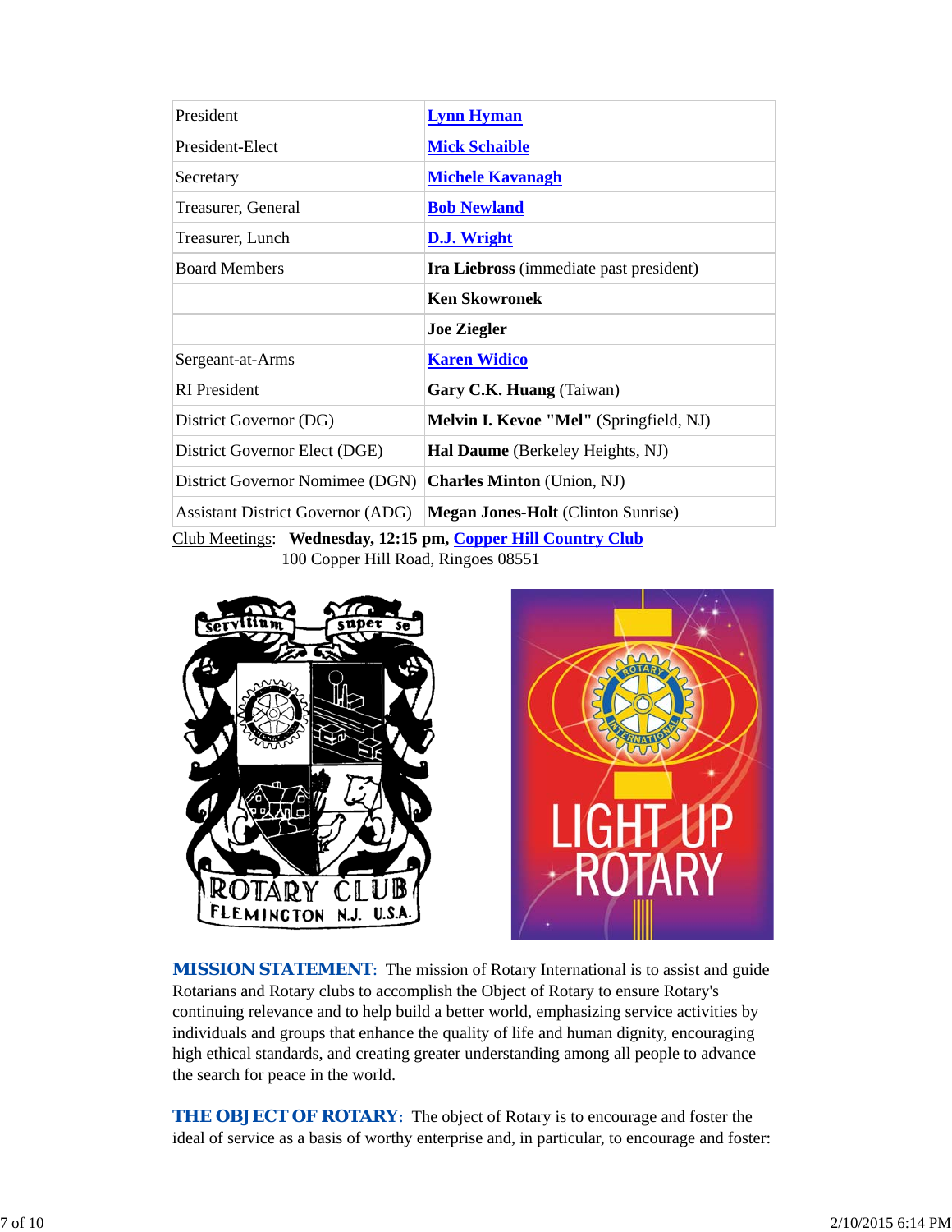| President | **Lynn Hyman** |
|---|---|
| President-Elect | **Mick Schaible** |
| Secretary | **Michele Kavanagh** |
| Treasurer, General | **Bob Newland** |
| Treasurer, Lunch | **D.J. Wright** |
| Board Members | **Ira Liebross** (immediate past president) |
| | **Ken Skowronek** |
| | **Joe Ziegler** |
| Sergeant-at-Arms | **Karen Widico** |
| RI President | **Gary C.K. Huang** (Taiwan) |
| District Governor (DG) | **Melvin I. Kevoe "Mel"** (Springfield, NJ) |
| District Governor Elect (DGE) | **Hal Daume** (Berkeley Heights, NJ) |
| District Governor Nominee (DGN) | **Charles Minton** (Union, NJ) |
| Assistant District Governor (ADG) | **Megan Jones-Holt** (Clinton Sunrise) |

Club Meetings: **Wednesday, 12:15 pm, Copper Hill Country Club**
100 Copper Hill Road, Ringoes 08551

**MISSION STATEMENT**: The mission of Rotary International is to assist and guide Rotarians and Rotary clubs to accomplish the Object of Rotary to ensure Rotary's continuing relevance and to help build a better world, emphasizing service activities by individuals and groups that enhance the quality of life and human dignity, encouraging high ethical standards, and creating greater understanding among all people to advance the search for peace in the world.

**THE OBJECT OF ROTARY**: The object of Rotary is to encourage and foster the ideal of service as a basis of worthy enterprise and, in particular, to encourage and foster: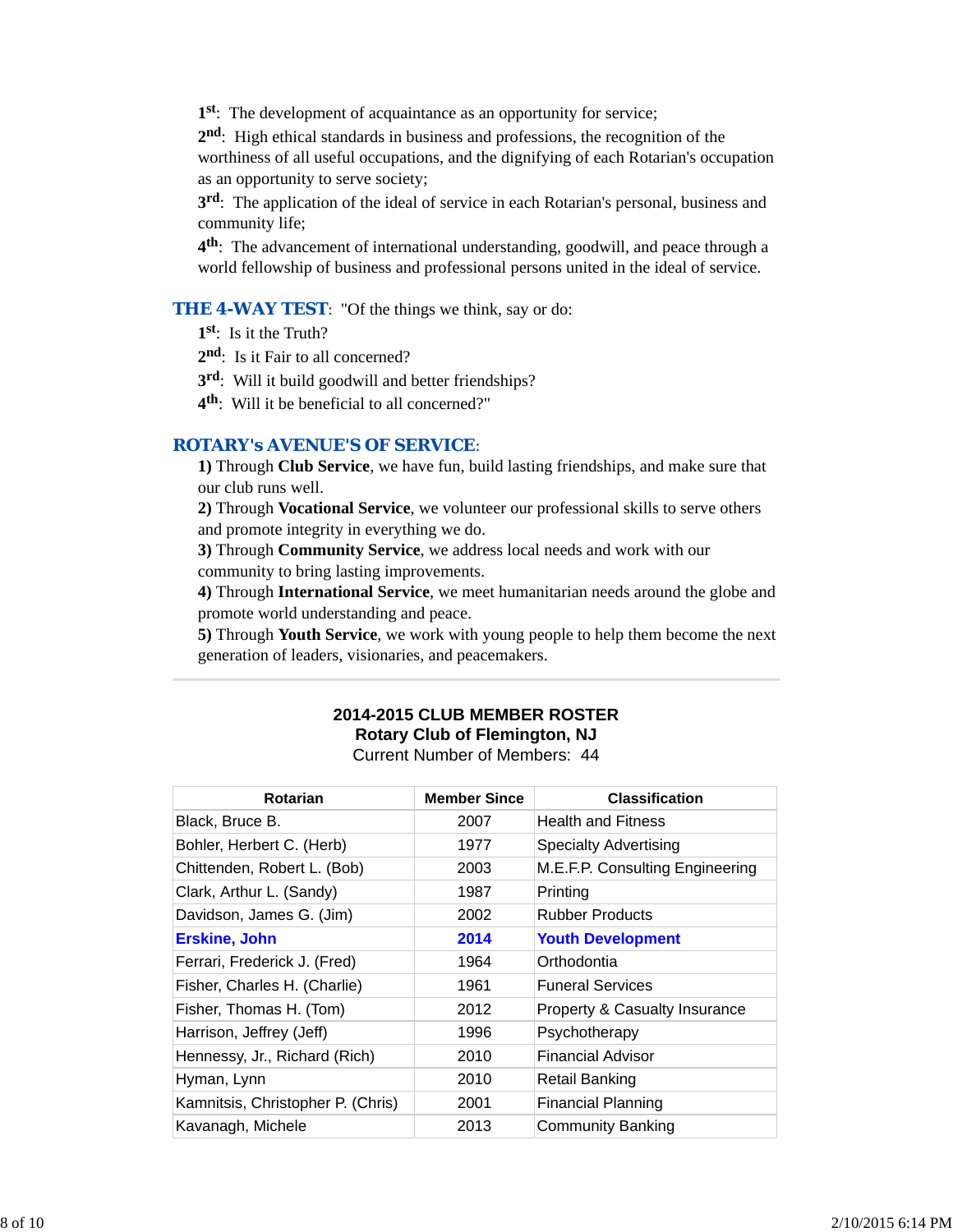1st: The development of acquaintance as an opportunity for service;

2nd: High ethical standards in business and professions, the recognition of the worthiness of all useful occupations, and the dignifying of each Rotarian's occupation as an opportunity to serve society;

3rd: The application of the ideal of service in each Rotarian's personal, business and community life;

4th: The advancement of international understanding, goodwill, and peace through a world fellowship of business and professional persons united in the ideal of service.

**THE 4-WAY TEST**: "Of the things we think, say or do:

1st: Is it the Truth?

2nd: Is it Fair to all concerned?

3rd: Will it build goodwill and better friendships?

4th: Will it be beneficial to all concerned?"

## ROTARY's AVENUE'S OF SERVICE:

**1)** Through **Club Service**, we have fun, build lasting friendships, and make sure that our club runs well.

**2)** Through **Vocational Service**, we volunteer our professional skills to serve others and promote integrity in everything we do.

**3)** Through **Community Service**, we address local needs and work with our community to bring lasting improvements.

**4)** Through **International Service**, we meet humanitarian needs around the globe and promote world understanding and peace.

**5)** Through **Youth Service**, we work with young people to help them become the next generation of leaders, visionaries, and peacemakers.

---

**2014-2015 CLUB MEMBER ROSTER**
**Rotary Club of Flemington, NJ**
Current Number of Members: 44

| Rotarian | Member Since | Classification |
|---|---|---|
| Black, Bruce B. | 2007 | Health and Fitness |
| Bohler, Herbert C. (Herb) | 1977 | Specialty Advertising |
| Chittenden, Robert L. (Bob) | 2003 | M.E.F.P. Consulting Engineering |
| Clark, Arthur L. (Sandy) | 1987 | Printing |
| Davidson, James G. (Jim) | 2002 | Rubber Products |
| **Erskine, John** | **2014** | **Youth Development** |
| Ferrari, Frederick J. (Fred) | 1964 | Orthodontia |
| Fisher, Charles H. (Charlie) | 1961 | Funeral Services |
| Fisher, Thomas H. (Tom) | 2012 | Property & Casualty Insurance |
| Harrison, Jeffrey (Jeff) | 1996 | Psychotherapy |
| Hennessy, Jr., Richard (Rich) | 2010 | Financial Advisor |
| Hyman, Lynn | 2010 | Retail Banking |
| Kamnitsis, Christopher P. (Chris) | 2001 | Financial Planning |
| Kavanagh, Michele | 2013 | Community Banking |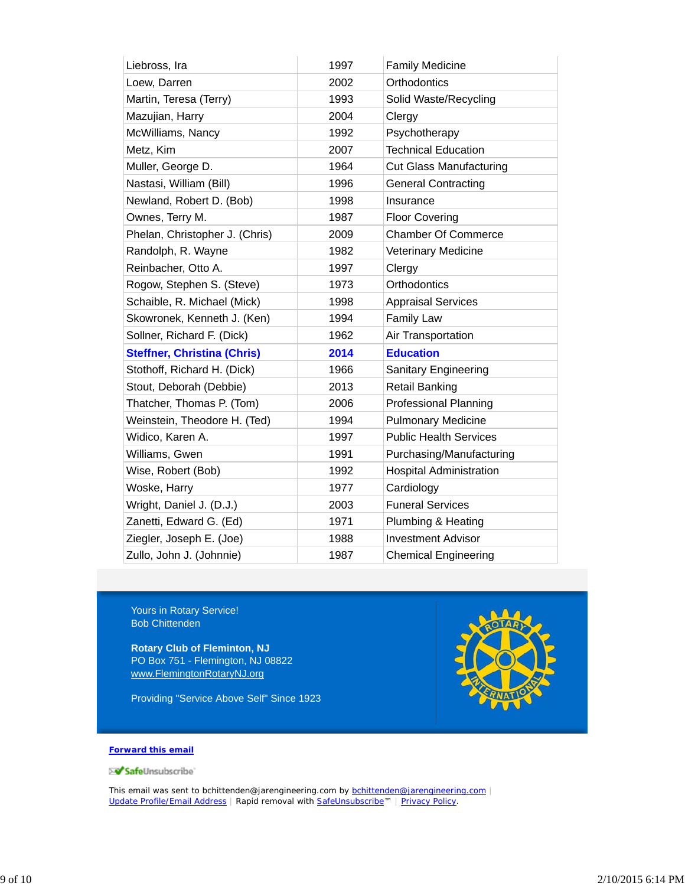| | | |
|---|---|---|
| Liebross, Ira | 1997 | Family Medicine |
| Loew, Darren | 2002 | Orthodontics |
| Martin, Teresa (Terry) | 1993 | Solid Waste/Recycling |
| Mazujian, Harry | 2004 | Clergy |
| McWilliams, Nancy | 1992 | Psychotherapy |
| Metz, Kim | 2007 | Technical Education |
| Muller, George D. | 1964 | Cut Glass Manufacturing |
| Nastasi, William (Bill) | 1996 | General Contracting |
| Newland, Robert D. (Bob) | 1998 | Insurance |
| Ownes, Terry M. | 1987 | Floor Covering |
| Phelan, Christopher J. (Chris) | 2009 | Chamber Of Commerce |
| Randolph, R. Wayne | 1982 | Veterinary Medicine |
| Reinbacher, Otto A. | 1997 | Clergy |
| Rogow, Stephen S. (Steve) | 1973 | Orthodontics |
| Schaible, R. Michael (Mick) | 1998 | Appraisal Services |
| Skowronek, Kenneth J. (Ken) | 1994 | Family Law |
| Sollner, Richard F. (Dick) | 1962 | Air Transportation |
| **Steffner, Christina (Chris)** | **2014** | **Education** |
| Stothoff, Richard H. (Dick) | 1966 | Sanitary Engineering |
| Stout, Deborah (Debbie) | 2013 | Retail Banking |
| Thatcher, Thomas P. (Tom) | 2006 | Professional Planning |
| Weinstein, Theodore H. (Ted) | 1994 | Pulmonary Medicine |
| Widico, Karen A. | 1997 | Public Health Services |
| Williams, Gwen | 1991 | Purchasing/Manufacturing |
| Wise, Robert (Bob) | 1992 | Hospital Administration |
| Woske, Harry | 1977 | Cardiology |
| Wright, Daniel J. (D.J.) | 2003 | Funeral Services |
| Zanetti, Edward G. (Ed) | 1971 | Plumbing & Heating |
| Ziegler, Joseph E. (Joe) | 1988 | Investment Advisor |
| Zullo, John J. (Johnnie) | 1987 | Chemical Engineering |

Yours in Rotary Service!
Bob Chittenden

**Rotary Club of Flemington, NJ**
PO Box 751 - Flemington, NJ 08822
www.FlemingtonRotaryNJ.org

Providing "Service Above Self" Since 1923

**Forward this email**

SafeUnsubscribe

This email was sent to bchittenden@jarengineering.com by bchittenden@jarengineering.com | Update Profile/Email Address | Rapid removal with SafeUnsubscribe™ | Privacy Policy.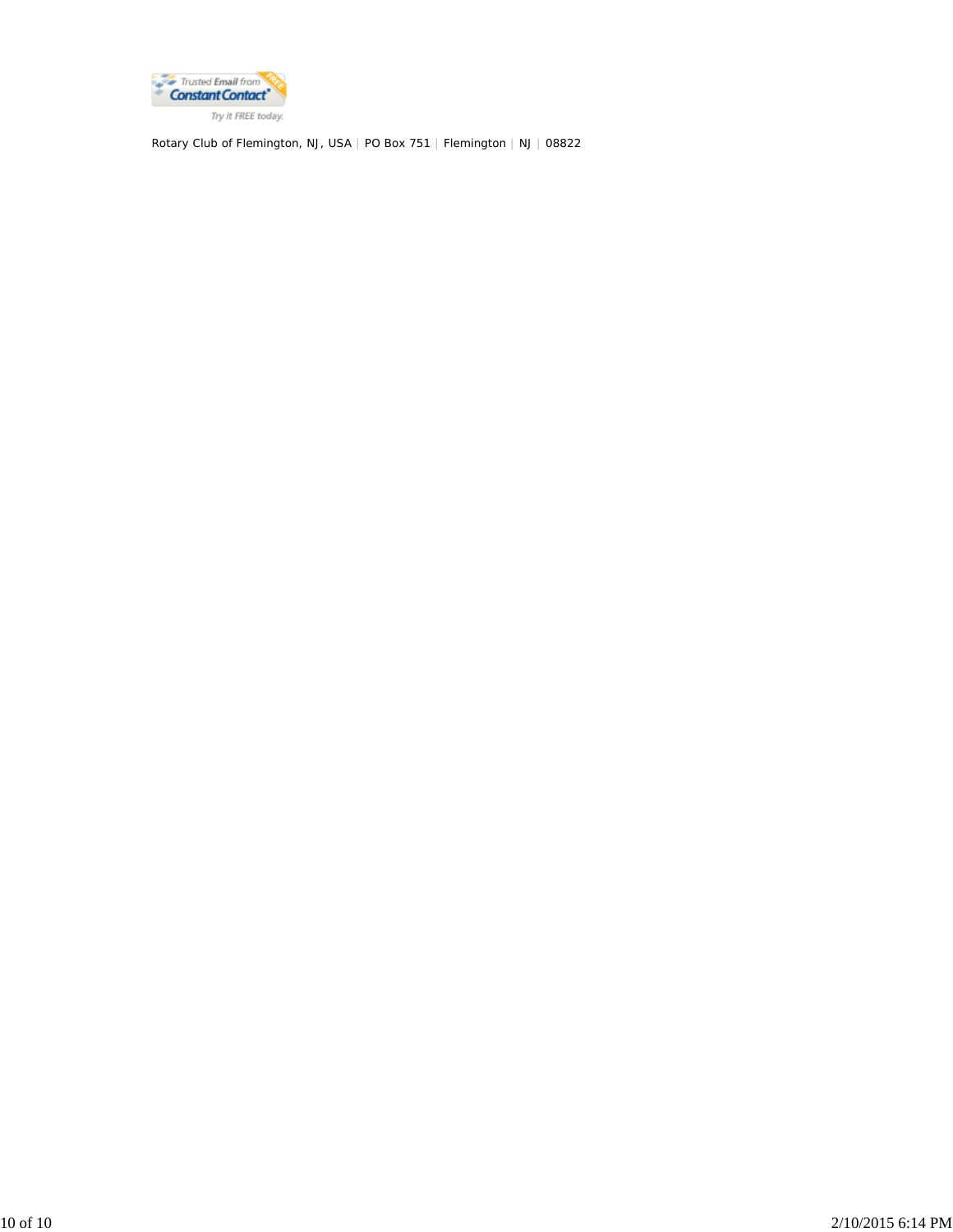Trusted Email from Constant Contact

Try it FREE today.

Rotary Club of Flemington, NJ, USA | PO Box 751 | Flemington | NJ | 08822